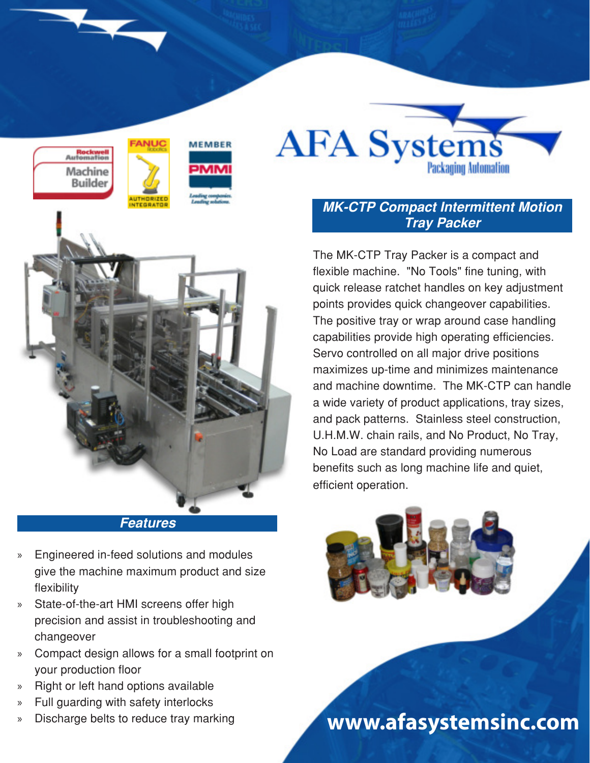# AFA Systems

Packaging Automation

## MK-CTP Compact Intermittent Motion Tray Packer

The MK-CTP Tray Packer is a compact and flexible machine. "No Tools" fine tuning, with quick release ratchet handles on key adjustment points provides quick changeover capabilities. The positive tray or wrap around case handling capabilities provide high operating efficiencies. Servo controlled on all major drive positions maximizes up-time and minimizes maintenance and machine downtime. The MK-CTP can handle a wide variety of product applications, tray sizes, and pack patterns. Stainless steel construction, U.H.M.W. chain rails, and No Product, No Tray, No Load are standard providing numerous benefits such as long machine life and quiet, efficient operation.

## Features

- Engineered in-feed solutions and modules give the machine maximum product and size flexibility
- State-of-the-art HMI screens offer high precision and assist in troubleshooting and changeover
- Compact design allows for a small footprint on your production floor
- Right or left hand options available
- Full guarding with safety interlocks
- Discharge belts to reduce tray marking

www.afasystemsinc.com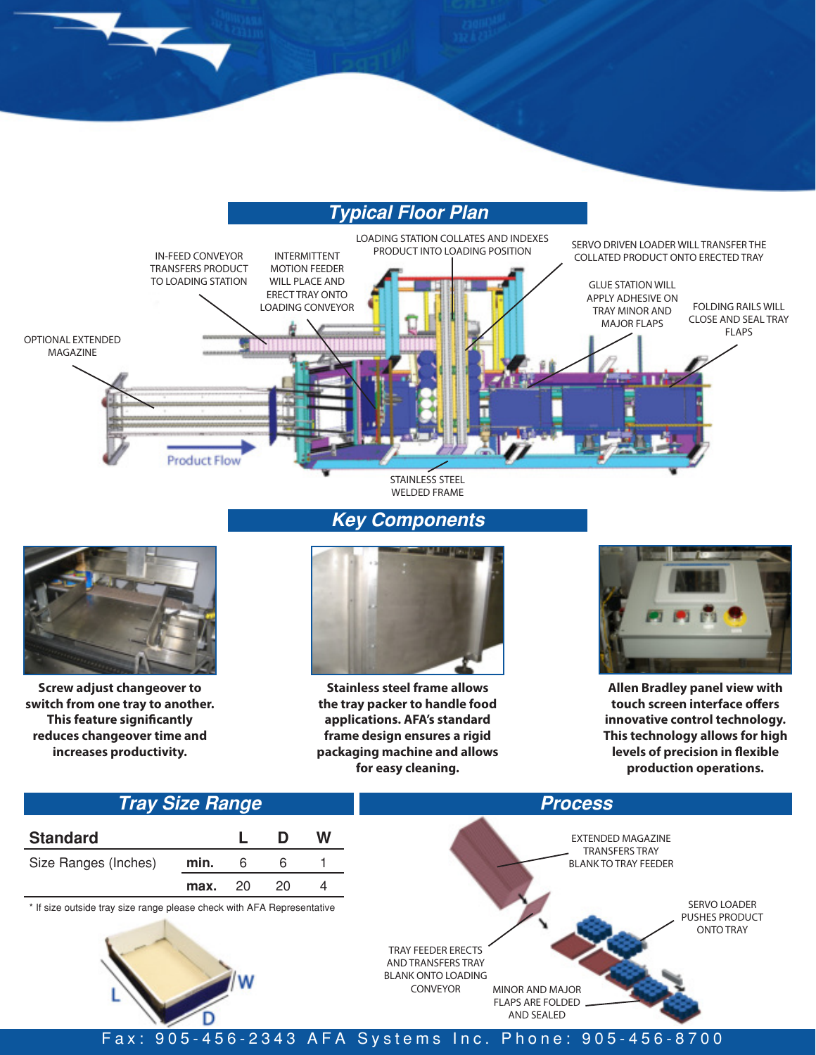## Typical Floor Plan

OPTIONAL EXTENDED MAGAZINE

IN-FEED CONVEYOR TRANSFERS PRODUCT TO LOADING STATION

INTERMITTENT MOTION FEEDER WILL PLACE AND ERECT TRAY ONTO LOADING CONVEYOR

LOADING STATION COLLATES AND INDEXES PRODUCT INTO LOADING POSITION

SERVO DRIVEN LOADER WILL TRANSFER THE COLLATED PRODUCT ONTO ERECTED TRAY

GLUE STATION WILL APPLY ADHESIVE ON TRAY MINOR AND MAJOR FLAPS

FOLDING RAILS WILL CLOSE AND SEAL TRAY FLAPS

Product Flow

STAINLESS STEEL WELDED FRAME

## Key Components

**Screw adjust changeover to switch from one tray to another. This feature significantly reduces changeover time and increases productivity.**

**Stainless steel frame allows the tray packer to handle food applications. AFA's standard frame design ensures a rigid packaging machine and allows for easy cleaning.**

**Allen Bradley panel view with touch screen interface offers innovative control technology. This technology allows for high levels of precision in flexible production operations.**

## Tray Size Range

| Standard | | L | D | W |
|---|---|---|---|---|
| Size Ranges (Inches) | min. | 6 | 6 | 1 |
| | max. | 20 | 20 | 4 |

* If size outside tray size range please check with AFA Representative

L

D

W

## Process

EXTENDED MAGAZINE TRANSFERS TRAY BLANK TO TRAY FEEDER

SERVO LOADER PUSHES PRODUCT ONTO TRAY

TRAY FEEDER ERECTS AND TRANSFERS TRAY BLANK ONTO LOADING CONVEYOR

MINOR AND MAJOR FLAPS ARE FOLDED AND SEALED

Fax: 905-456-2343 AFA Systems Inc. Phone: 905-456-8700